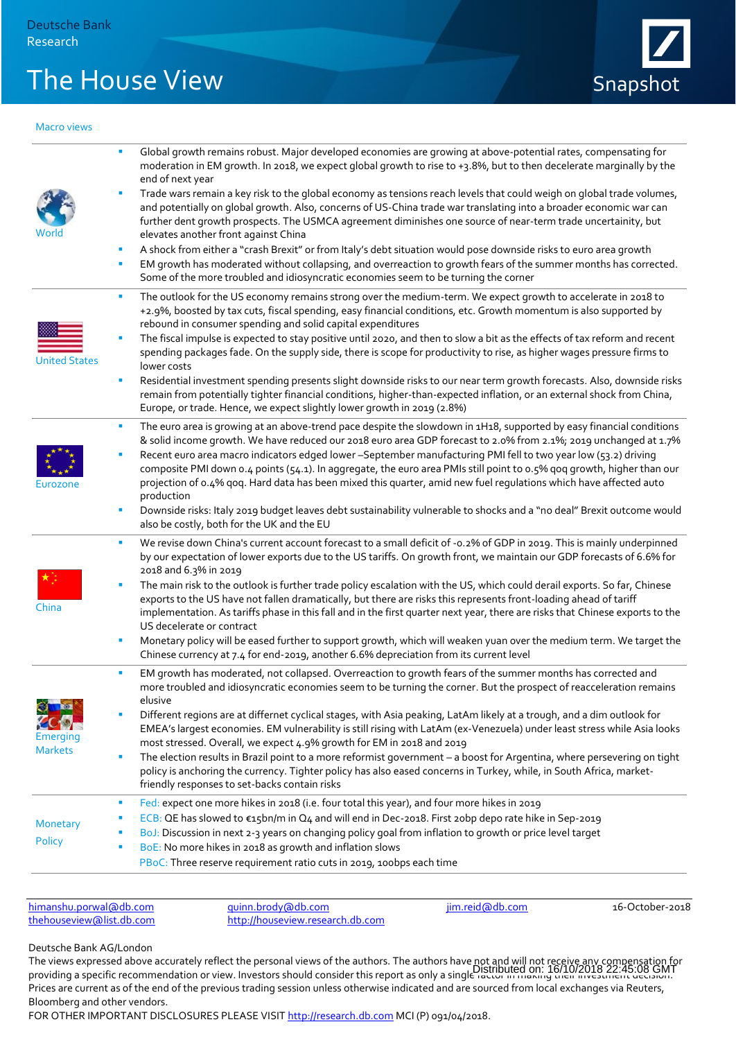Deutsche Bank
Research

# The House View

Snapshot

## Macro views

**World**

- Global growth remains robust. Major developed economies are growing at above-potential rates, compensating for moderation in EM growth. In 2018, we expect global growth to rise to +3.8%, but to then decelerate marginally by the end of next year
- Trade wars remain a key risk to the global economy as tensions reach levels that could weigh on global trade volumes, and potentially on global growth. Also, concerns of US-China trade war translating into a broader economic war can further dent growth prospects. The USMCA agreement diminishes one source of near-term trade uncertainty, but elevates another front against China
- A shock from either a "crash Brexit" or from Italy's debt situation would pose downside risks to euro area growth
- EM growth has moderated without collapsing, and overreaction to growth fears of the summer months has corrected. Some of the more troubled and idiosyncratic economies seem to be turning the corner

**United States**

- The outlook for the US economy remains strong over the medium-term. We expect growth to accelerate in 2018 to +2.9%, boosted by tax cuts, fiscal spending, easy financial conditions, etc. Growth momentum is also supported by rebound in consumer spending and solid capital expenditures
- The fiscal impulse is expected to stay positive until 2020, and then to slow a bit as the effects of tax reform and recent spending packages fade. On the supply side, there is scope for productivity to rise, as higher wages pressure firms to lower costs
- Residential investment spending presents slight downside risks to our near term growth forecasts. Also, downside risks remain from potentially tighter financial conditions, higher-than-expected inflation, or an external shock from China, Europe, or trade. Hence, we expect slightly lower growth in 2019 (2.8%)

**Eurozone**

- The euro area is growing at an above-trend pace despite the slowdown in 1H18, supported by easy financial conditions & solid income growth. We have reduced our 2018 euro area GDP forecast to 2.0% from 2.1%; 2019 unchanged at 1.7%
- Recent euro area macro indicators edged lower –September manufacturing PMI fell to two year low (53.2) driving composite PMI down 0.4 points (54.1). In aggregate, the euro area PMIs still point to 0.5% qoq growth, higher than our projection of 0.4% qoq. Hard data has been mixed this quarter, amid new fuel regulations which have affected auto production
- Downside risks: Italy 2019 budget leaves debt sustainability vulnerable to shocks and a "no deal" Brexit outcome would also be costly, both for the UK and the EU

**China**

- We revise down China's current account forecast to a small deficit of -0.2% of GDP in 2019. This is mainly underpinned by our expectation of lower exports due to the US tariffs. On growth front, we maintain our GDP forecasts of 6.6% for 2018 and 6.3% in 2019
- The main risk to the outlook is further trade policy escalation with the US, which could derail exports. So far, Chinese exports to the US have not fallen dramatically, but there are risks this represents front-loading ahead of tariff implementation. As tariffs phase in this fall and in the first quarter next year, there are risks that Chinese exports to the US decelerate or contract
- Monetary policy will be eased further to support growth, which will weaken yuan over the medium term. We target the Chinese currency at 7.4 for end-2019, another 6.6% depreciation from its current level

**Emerging Markets**

- EM growth has moderated, not collapsed. Overreaction to growth fears of the summer months has corrected and more troubled and idiosyncratic economies seem to be turning the corner. But the prospect of reacceleration remains elusive
- Different regions are at differnet cyclical stages, with Asia peaking, LatAm likely at a trough, and a dim outlook for EMEA's largest economies. EM vulnerability is still rising with LatAm (ex-Venezuela) under least stress while Asia looks most stressed. Overall, we expect 4.9% growth for EM in 2018 and 2019
- The election results in Brazil point to a more reformist government – a boost for Argentina, where persevering on tight policy is anchoring the currency. Tighter policy has also eased concerns in Turkey, while, in South Africa, market-friendly responses to set-backs contain risks

**Monetary Policy**

- Fed: expect one more hikes in 2018 (i.e. four total this year), and four more hikes in 2019
- ECB: QE has slowed to €15bn/m in Q4 and will end in Dec-2018. First 20bp depo rate hike in Sep-2019
- BoJ: Discussion in next 2-3 years on changing policy goal from inflation to growth or price level target
- BoE: No more hikes in 2018 as growth and inflation slows
- PBoC: Three reserve requirement ratio cuts in 2019, 100bps each time

himanshu.porwal@db.com | quinn.brody@db.com | jim.reid@db.com | 16-October-2018
thehouseview@list.db.com | http://houseview.research.db.com

Deutsche Bank AG/London
The views expressed above accurately reflect the personal views of the authors. The authors have not and will not receive any compensation for providing a specific recommendation or view. Investors should consider this report as only a single factor in making their investment decision. Prices are current as of the end of the previous trading session unless otherwise indicated and are sourced from local exchanges via Reuters, Bloomberg and other vendors.
FOR OTHER IMPORTANT DISCLOSURES PLEASE VISIT http://research.db.com MCI (P) 091/04/2018.

Distributed on: 16/10/2018 22:45:08 GMT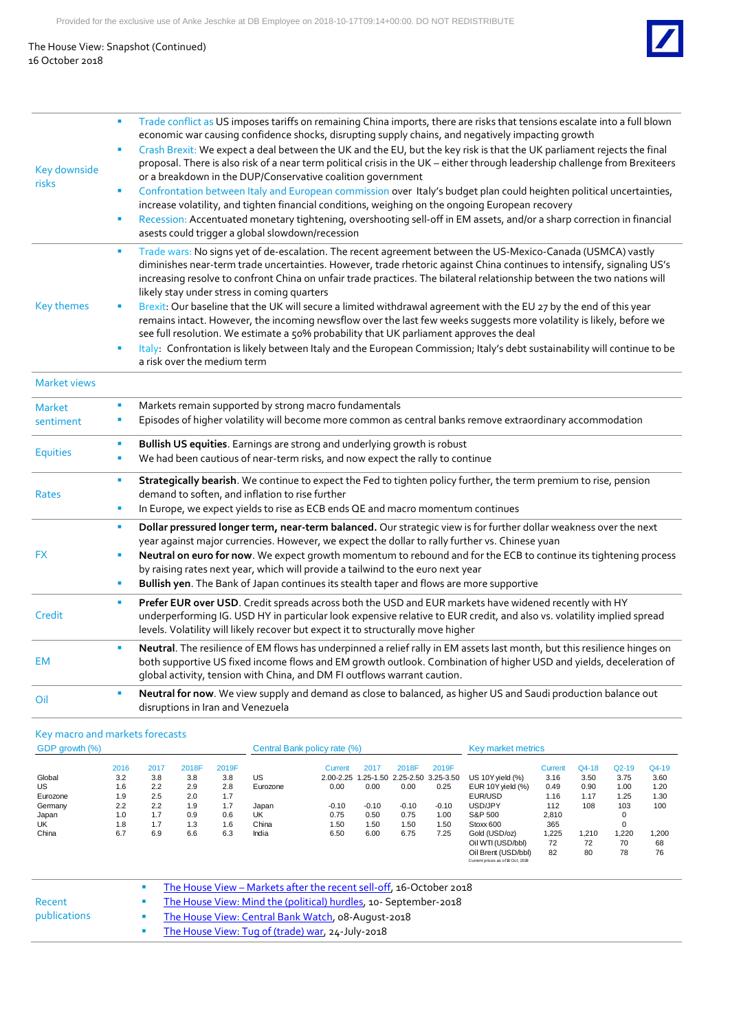The House View: Snapshot (Continued)
16 October 2018

| | |
|---|---|
| Key downside risks | - Trade conflict as US imposes tariffs on remaining China imports, there are risks that tensions escalate into a full blown economic war causing confidence shocks, disrupting supply chains, and negatively impacting growth<br>- Crash Brexit: We expect a deal between the UK and the EU, but the key risk is that the UK parliament rejects the final proposal. There is also risk of a near term political crisis in the UK – either through leadership challenge from Brexiteers or a breakdown in the DUP/Conservative coalition government<br>- Confrontation between Italy and European commission over Italy's budget plan could heighten political uncertainties, increase volatility, and tighten financial conditions, weighing on the ongoing European recovery<br>- Recession: Accentuated monetary tightening, overshooting sell-off in EM assets, and/or a sharp correction in financial assets could trigger a global slowdown/recession |
| Key themes | - Trade wars: No signs yet of de-escalation. The recent agreement between the US-Mexico-Canada (USMCA) vastly diminishes near-term trade uncertainties. However, trade rhetoric against China continues to intensify, signaling US's increasing resolve to confront China on unfair trade practices. The bilateral relationship between the two nations will likely stay under stress in coming quarters<br>- Brexit: Our baseline that the UK will secure a limited withdrawal agreement with the EU 27 by the end of this year remains intact. However, the incoming newsflow over the last few weeks suggests more volatility is likely, before we see full resolution. We estimate a 50% probability that UK parliament approves the deal<br>- Italy: Confrontation is likely between Italy and the European Commission; Italy's debt sustainability will continue to be a risk over the medium term |
| **Market views** | |
| Market sentiment | - Markets remain supported by strong macro fundamentals<br>- Episodes of higher volatility will become more common as central banks remove extraordinary accommodation |
| Equities | - **Bullish US equities**. Earnings are strong and underlying growth is robust<br>- We had been cautious of near-term risks, and now expect the rally to continue |
| Rates | - **Strategically bearish**. We continue to expect the Fed to tighten policy further, the term premium to rise, pension demand to soften, and inflation to rise further<br>- In Europe, we expect yields to rise as ECB ends QE and macro momentum continues |
| FX | - **Dollar pressured longer term, near-term balanced.** Our strategic view is for further dollar weakness over the next year against major currencies. However, we expect the dollar to rally further vs. Chinese yuan<br>- **Neutral on euro for now**. We expect growth momentum to rebound and for the ECB to continue its tightening process by raising rates next year, which will provide a tailwind to the euro next year<br>- **Bullish yen**. The Bank of Japan continues its stealth taper and flows are more supportive |
| Credit | - **Prefer EUR over USD**. Credit spreads across both the USD and EUR markets have widened recently with HY underperforming IG. USD HY in particular look expensive relative to EUR credit, and also vs. volatility implied spread levels. Volatility will likely recover but expect it to structurally move higher |
| EM | - **Neutral**. The resilience of EM flows has underpinned a relief rally in EM assets last month, but this resilience hinges on both supportive US fixed income flows and EM growth outlook. Combination of higher USD and yields, deceleration of global activity, tension with China, and DM FI outflows warrant caution. |
| Oil | - **Neutral for now**. We view supply and demand as close to balanced, as higher US and Saudi production balance out disruptions in Iran and Venezuela |

## Key macro and markets forecasts

**GDP growth (%)**

| | 2016 | 2017 | 2018F | 2019F |
|---|---|---|---|---|
| Global | 3.2 | 3.8 | 3.8 | 3.8 |
| US | 1.6 | 2.2 | 2.9 | 2.8 |
| Eurozone | 1.9 | 2.5 | 2.0 | 1.7 |
| Germany | 2.2 | 2.2 | 1.9 | 1.7 |
| Japan | 1.0 | 1.7 | 0.9 | 0.6 |
| UK | 1.8 | 1.7 | 1.3 | 1.6 |
| China | 6.7 | 6.9 | 6.6 | 6.3 |

**Central Bank policy rate (%)**

| | Current | 2017 | 2018F | 2019F |
|---|---|---|---|---|
| US | 2.00-2.25 | 1.25-1.50 | 2.25-2.50 | 3.25-3.50 |
| Eurozone | 0.00 | 0.00 | 0.00 | 0.25 |
| Japan | -0.10 | -0.10 | -0.10 | -0.10 |
| UK | 0.75 | 0.50 | 0.75 | 1.00 |
| China | 1.50 | 1.50 | 1.50 | 1.50 |
| India | 6.50 | 6.00 | 6.75 | 7.25 |

**Key market metrics**

| | Current | Q4-18 | Q2-19 | Q4-19 |
|---|---|---|---|---|
| US 10Y yield (%) | 3.16 | 3.50 | 3.75 | 3.60 |
| EUR 10Y yield (%) | 0.49 | 0.90 | 1.00 | 1.20 |
| EUR/USD | 1.16 | 1.17 | 1.25 | 1.30 |
| USD/JPY | 112 | 108 | 103 | 100 |
| S&P 500 | 2,810 | | 0 | |
| Stoxx 600 | 365 | | 0 | |
| Gold (USD/oz) | 1,225 | 1,210 | 1,220 | 1,200 |
| Oil WTI (USD/bbl) | 72 | 72 | 70 | 68 |
| Oil Brent (USD/bbl) | 82 | 80 | 78 | 76 |

Current prices as of 16 Oct, 2018

| | |
|---|---|
| Recent publications | - The House View – Markets after the recent sell-off, 16-October 2018<br>- The House View: Mind the (political) hurdles, 10- September-2018<br>- The House View: Central Bank Watch, 08-August-2018<br>- The House View: Tug of (trade) war, 24-July-2018 |